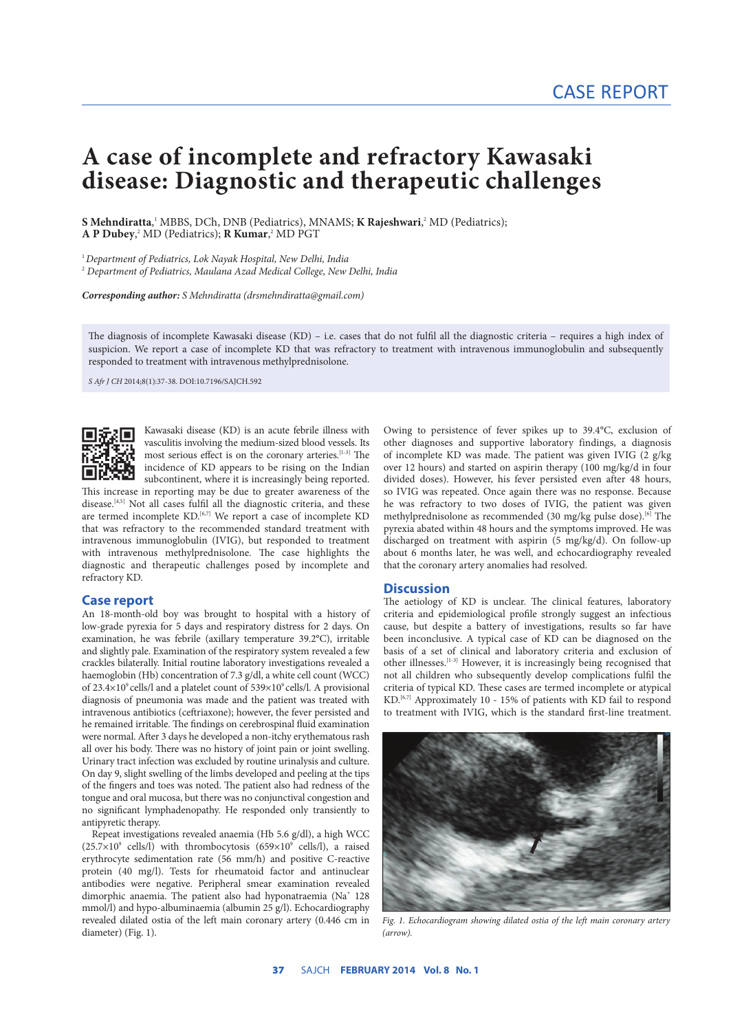CASE REPORT

# A case of incomplete and refractory Kawasaki disease: Diagnostic and therapeutic challenges

**S Mehndiratta**,[1] MBBS, DCh, DNB (Pediatrics), MNAMS; **K Rajeshwari**,[2] MD (Pediatrics); **A P Dubey**,[2] MD (Pediatrics); **R Kumar**,[2] MD PGT

[1] *Department of Pediatrics, Lok Nayak Hospital, New Delhi, India*
[2] *Department of Pediatrics, Maulana Azad Medical College, New Delhi, India*

***Corresponding author:*** *S Mehndiratta (drsmehndiratta@gmail.com)*

The diagnosis of incomplete Kawasaki disease (KD) – i.e. cases that do not fulfil all the diagnostic criteria – requires a high index of suspicion. We report a case of incomplete KD that was refractory to treatment with intravenous immunoglobulin and subsequently responded to treatment with intravenous methylprednisolone.

*S Afr J CH* 2014;8(1):37-38. DOI:10.7196/SAJCH.592

Kawasaki disease (KD) is an acute febrile illness with vasculitis involving the medium-sized blood vessels. Its most serious effect is on the coronary arteries.[1-3] The incidence of KD appears to be rising on the Indian subcontinent, where it is increasingly being reported. This increase in reporting may be due to greater awareness of the disease.[4,5] Not all cases fulfil all the diagnostic criteria, and these are termed incomplete KD.[6,7] We report a case of incomplete KD that was refractory to the recommended standard treatment with intravenous immunoglobulin (IVIG), but responded to treatment with intravenous methylprednisolone. The case highlights the diagnostic and therapeutic challenges posed by incomplete and refractory KD.

## Case report

An 18-month-old boy was brought to hospital with a history of low-grade pyrexia for 5 days and respiratory distress for 2 days. On examination, he was febrile (axillary temperature 39.2°C), irritable and slightly pale. Examination of the respiratory system revealed a few crackles bilaterally. Initial routine laboratory investigations revealed a haemoglobin (Hb) concentration of 7.3 g/dl, a white cell count (WCC) of 23.4×$10^9$ cells/l and a platelet count of 539×$10^9$ cells/l. A provisional diagnosis of pneumonia was made and the patient was treated with intravenous antibiotics (ceftriaxone); however, the fever persisted and he remained irritable. The findings on cerebrospinal fluid examination were normal. After 3 days he developed a non-itchy erythematous rash all over his body. There was no history of joint pain or joint swelling. Urinary tract infection was excluded by routine urinalysis and culture. On day 9, slight swelling of the limbs developed and peeling at the tips of the fingers and toes was noted. The patient also had redness of the tongue and oral mucosa, but there was no conjunctival congestion and no significant lymphadenopathy. He responded only transiently to antipyretic therapy.

Repeat investigations revealed anaemia (Hb 5.6 g/dl), a high WCC (25.7×$10^9$ cells/l) with thrombocytosis (659×$10^9$ cells/l), a raised erythrocyte sedimentation rate (56 mm/h) and positive C-reactive protein (40 mg/l). Tests for rheumatoid factor and antinuclear antibodies were negative. Peripheral smear examination revealed dimorphic anaemia. The patient also had hyponatraemia ($Na^+$ 128 mmol/l) and hypo-albuminaemia (albumin 25 g/l). Echocardiography revealed dilated ostia of the left main coronary artery (0.446 cm in diameter) (Fig. 1).

Owing to persistence of fever spikes up to 39.4°C, exclusion of other diagnoses and supportive laboratory findings, a diagnosis of incomplete KD was made. The patient was given IVIG (2 g/kg over 12 hours) and started on aspirin therapy (100 mg/kg/d in four divided doses). However, his fever persisted even after 48 hours, so IVIG was repeated. Once again there was no response. Because he was refractory to two doses of IVIG, the patient was given methylprednisolone as recommended (30 mg/kg pulse dose).[6] The pyrexia abated within 48 hours and the symptoms improved. He was discharged on treatment with aspirin (5 mg/kg/d). On follow-up about 6 months later, he was well, and echocardiography revealed that the coronary artery anomalies had resolved.

## Discussion

The aetiology of KD is unclear. The clinical features, laboratory criteria and epidemiological profile strongly suggest an infectious cause, but despite a battery of investigations, results so far have been inconclusive. A typical case of KD can be diagnosed on the basis of a set of clinical and laboratory criteria and exclusion of other illnesses.[1-3] However, it is increasingly being recognised that not all children who subsequently develop complications fulfil the criteria of typical KD. These cases are termed incomplete or atypical KD.[6,7] Approximately 10 - 15% of patients with KD fail to respond to treatment with IVIG, which is the standard first-line treatment.

*Fig. 1. Echocardiogram showing dilated ostia of the left main coronary artery (arrow).*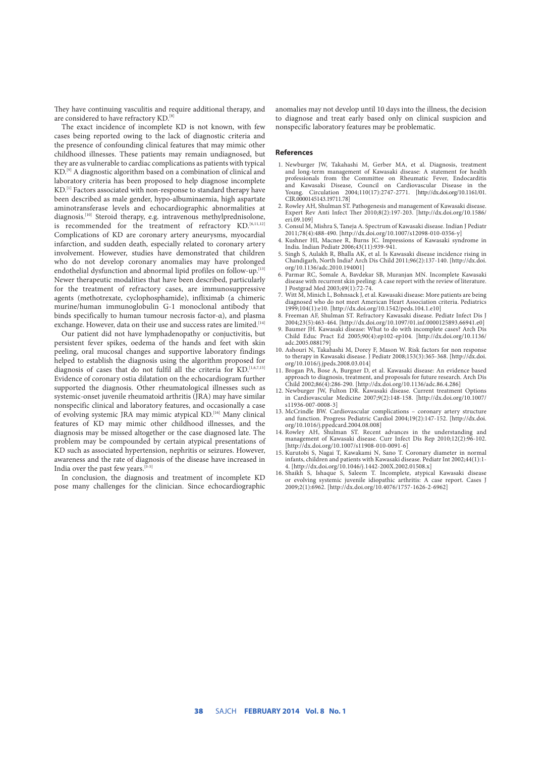They have continuing vasculitis and require additional therapy, and are considered to have refractory KD.[8]

The exact incidence of incomplete KD is not known, with few cases being reported owing to the lack of diagnostic criteria and the presence of confounding clinical features that may mimic other childhood illnesses. These patients may remain undiagnosed, but they are as vulnerable to cardiac complications as patients with typical KD.[9] A diagnostic algorithm based on a combination of clinical and laboratory criteria has been proposed to help diagnose incomplete KD.[1] Factors associated with non-response to standard therapy have been described as male gender, hypo-albuminaemia, high aspartate aminotransferase levels and echocardiographic abnormalities at diagnosis.[10] Steroid therapy, e.g. intravenous methylprednisolone, is recommended for the treatment of refractory KD.[6,11,12] Complications of KD are coronary artery aneurysms, myocardial infarction, and sudden death, especially related to coronary artery involvement. However, studies have demonstrated that children who do not develop coronary anomalies may have prolonged endothelial dysfunction and abnormal lipid profiles on follow-up.[13] Newer therapeutic modalities that have been described, particularly for the treatment of refractory cases, are immunosuppressive agents (methotrexate, cyclophosphamide), infliximab (a chimeric murine/human immunoglobulin G-1 monoclonal antibody that binds specifically to human tumour necrosis factor-α), and plasma exchange. However, data on their use and success rates are limited.[14]

Our patient did not have lymphadenopathy or conjuctivitis, but persistent fever spikes, oedema of the hands and feet with skin peeling, oral mucosal changes and supportive laboratory findings helped to establish the diagnosis using the algorithm proposed for diagnosis of cases that do not fulfil all the criteria for KD.[1,6,7,15] Evidence of coronary ostia dilatation on the echocardiogram further supported the diagnosis. Other rheumatological illnesses such as systemic-onset juvenile rheumatoid arthritis (JRA) may have similar nonspecific clinical and laboratory features, and occasionally a case of evolving systemic JRA may mimic atypical KD.[16] Many clinical features of KD may mimic other childhood illnesses, and the diagnosis may be missed altogether or the case diagnosed late. The problem may be compounded by certain atypical presentations of KD such as associated hypertension, nephritis or seizures. However, awareness and the rate of diagnosis of the disease have increased in India over the past few years.[3-5]

In conclusion, the diagnosis and treatment of incomplete KD pose many challenges for the clinician. Since echocardiographic anomalies may not develop until 10 days into the illness, the decision to diagnose and treat early based only on clinical suspicion and nonspecific laboratory features may be problematic.

## References

1. Newburger JW, Takahashi M, Gerber MA, et al. Diagnosis, treatment and long-term management of Kawasaki disease: A statement for health professionals from the Committee on Rheumatic Fever, Endocarditis and Kawasaki Disease, Council on Cardiovascular Disease in the Young. Circulation 2004;110(17):2747-2771. [http://dx.doi.org/10.1161/01.CIR.0000145143.19711.78]
2. Rowley AH, Shulman ST. Pathogenesis and management of Kawasaki disease. Expert Rev Anti Infect Ther 2010;8(2):197-203. [http://dx.doi.org/10.1586/eri.09.109]
3. Consul M, Mishra S, Taneja A. Spectrum of Kawasaki disease. Indian J Pediatr 2011;78(4):488-490. [http://dx.doi.org/10.1007/s12098-010-0356-y]
4. Kushner HI, Macnee R, Burns JC. Impressions of Kawasaki syndrome in India. Indian Pediatr 2006;43(11):939-941.
5. Singh S, Aulakh R, Bhalla AK, et al. Is Kawasaki disease incidence rising in Chandigarh, North India? Arch Dis Child 2011;96(2):137-140. [http://dx.doi.org/10.1136/adc.2010.194001]
6. Parmar RC, Somale A, Bavdekar SB, Muranjan MN. Incomplete Kawasaki disease with recurrent skin peeling: A case report with the review of literature. J Postgrad Med 2003;49(1):72-74.
7. Witt M, Minich L, Bohnsack J, et al. Kawasaki disease: More patients are being diagnosed who do not meet American Heart Association criteria. Pediatrics 1999;104(1):e10. [http://dx.doi.org/10.1542/peds.104.1.e10]
8. Freeman AF, Shulman ST. Refractory Kawasaki disease. Pediatr Infect Dis J 2004;23(5):463-464. [http://dx.doi.org/10.1097/01.inf.0000125893.66941.e0]
9. Baumer JH. Kawasaki disease: What to do with incomplete cases? Arch Dis Child Educ Pract Ed 2005;90(4):ep102-ep104. [http://dx.doi.org/10.1136/adc.2005.088179]
10. Ashouri N, Takahashi M, Dorey F, Mason W. Risk factors for non response to therapy in Kawasaki disease. J Pediatr 2008;153(3):365-368. [http://dx.doi.org/10.1016/j.jpeds.2008.03.014]
11. Brogan PA, Bose A, Burgner D, et al. Kawasaki disease: An evidence based approach to diagnosis, treatment, and proposals for future research. Arch Dis Child 2002;86(4):286-290. [http://dx.doi.org/10.1136/adc.86.4.286]
12. Newburger JW, Fulton DR. Kawasaki disease. Current treatment Options in Cardiovascular Medicine 2007;9(2):148-158. [http://dx.doi.org/10.1007/s11936-007-0008-3]
13. McCrindle BW. Cardiovascular complications – coronary artery structure and function. Progress Pediatric Cardiol 2004;19(2):147-152. [http://dx.doi.org/10.1016/j.ppedcard.2004.08.008]
14. Rowley AH, Shulman ST. Recent advances in the understanding and management of Kawasaki disease. Curr Infect Dis Rep 2010;12(2):96-102. [http://dx.doi.org/10.1007/s11908-010-0091-6]
15. Kurutobi S, Nagai T, Kawakami N, Sano T. Coronary diameter in normal infants, children and patients with Kawasaki disease. Pediatr Int 2002;44(1):1-4. [http://dx.doi.org/10.1046/j.1442-200X.2002.01508.x]
16. Shaikh S, Ishaque S, Saleem T. Incomplete, atypical Kawasaki disease or evolving systemic juvenile idiopathic arthritis: A case report. Cases J 2009;2(1):6962. [http://dx.doi.org/10.4076/1757-1626-2-6962]